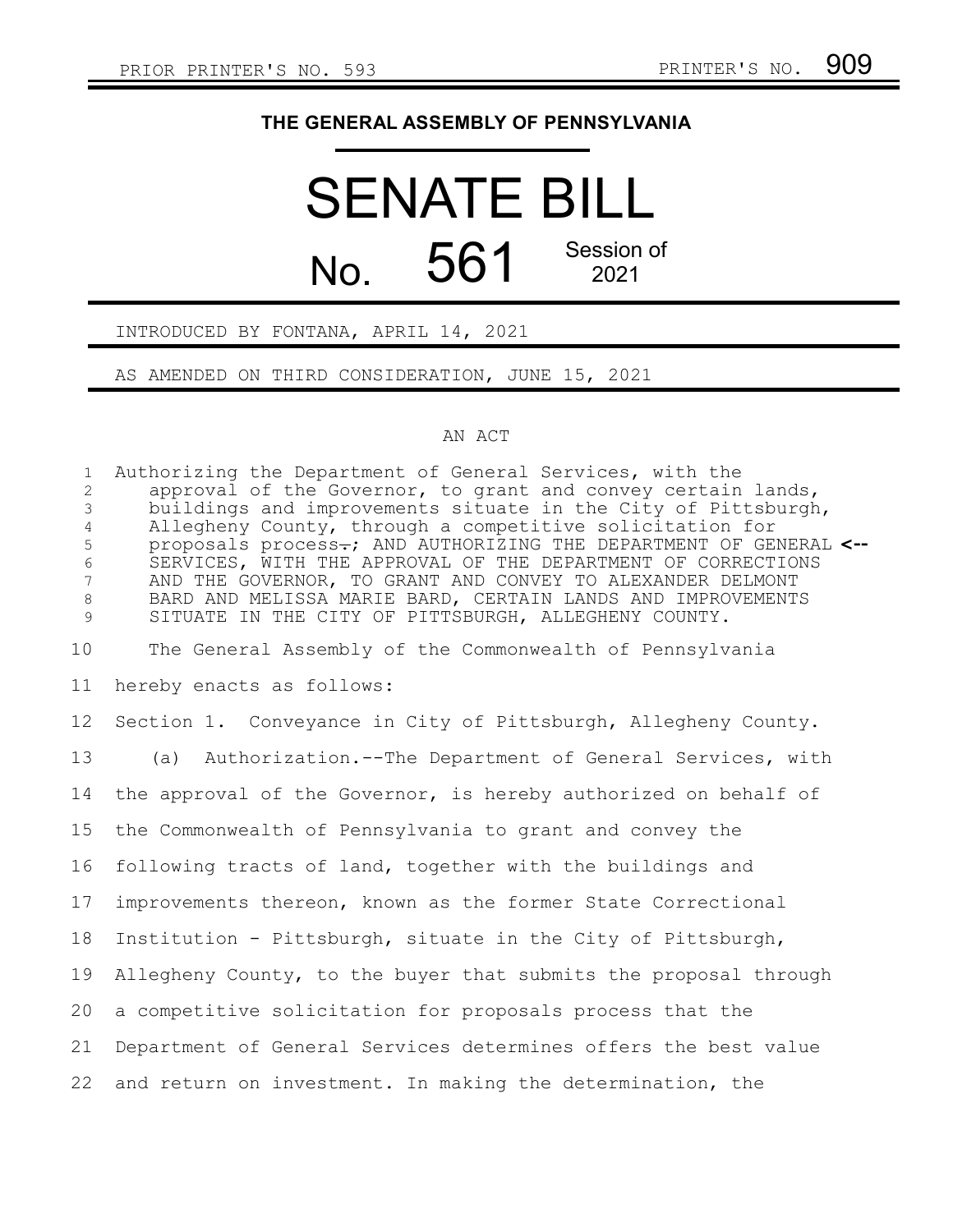PRIOR PRINTER'S NO. 593 PRINTER'S NO. 909

# THE GENERAL ASSEMBLY OF PENNSYLVANIA

# SENATE BILL

## No. 561 Session of 2021

INTRODUCED BY FONTANA, APRIL 14, 2021

AS AMENDED ON THIRD CONSIDERATION, JUNE 15, 2021

AN ACT

Authorizing the Department of General Services, with the approval of the Governor, to grant and convey certain lands, buildings and improvements situate in the City of Pittsburgh, Allegheny County, through a competitive solicitation for proposals process.; AND AUTHORIZING THE DEPARTMENT OF GENERAL SERVICES, WITH THE APPROVAL OF THE DEPARTMENT OF CORRECTIONS AND THE GOVERNOR, TO GRANT AND CONVEY TO ALEXANDER DELMONT BARD AND MELISSA MARIE BARD, CERTAIN LANDS AND IMPROVEMENTS SITUATE IN THE CITY OF PITTSBURGH, ALLEGHENY COUNTY. <--

The General Assembly of the Commonwealth of Pennsylvania hereby enacts as follows:

Section 1. Conveyance in City of Pittsburgh, Allegheny County.

(a) Authorization.--The Department of General Services, with the approval of the Governor, is hereby authorized on behalf of the Commonwealth of Pennsylvania to grant and convey the following tracts of land, together with the buildings and improvements thereon, known as the former State Correctional Institution - Pittsburgh, situate in the City of Pittsburgh, Allegheny County, to the buyer that submits the proposal through a competitive solicitation for proposals process that the Department of General Services determines offers the best value and return on investment. In making the determination, the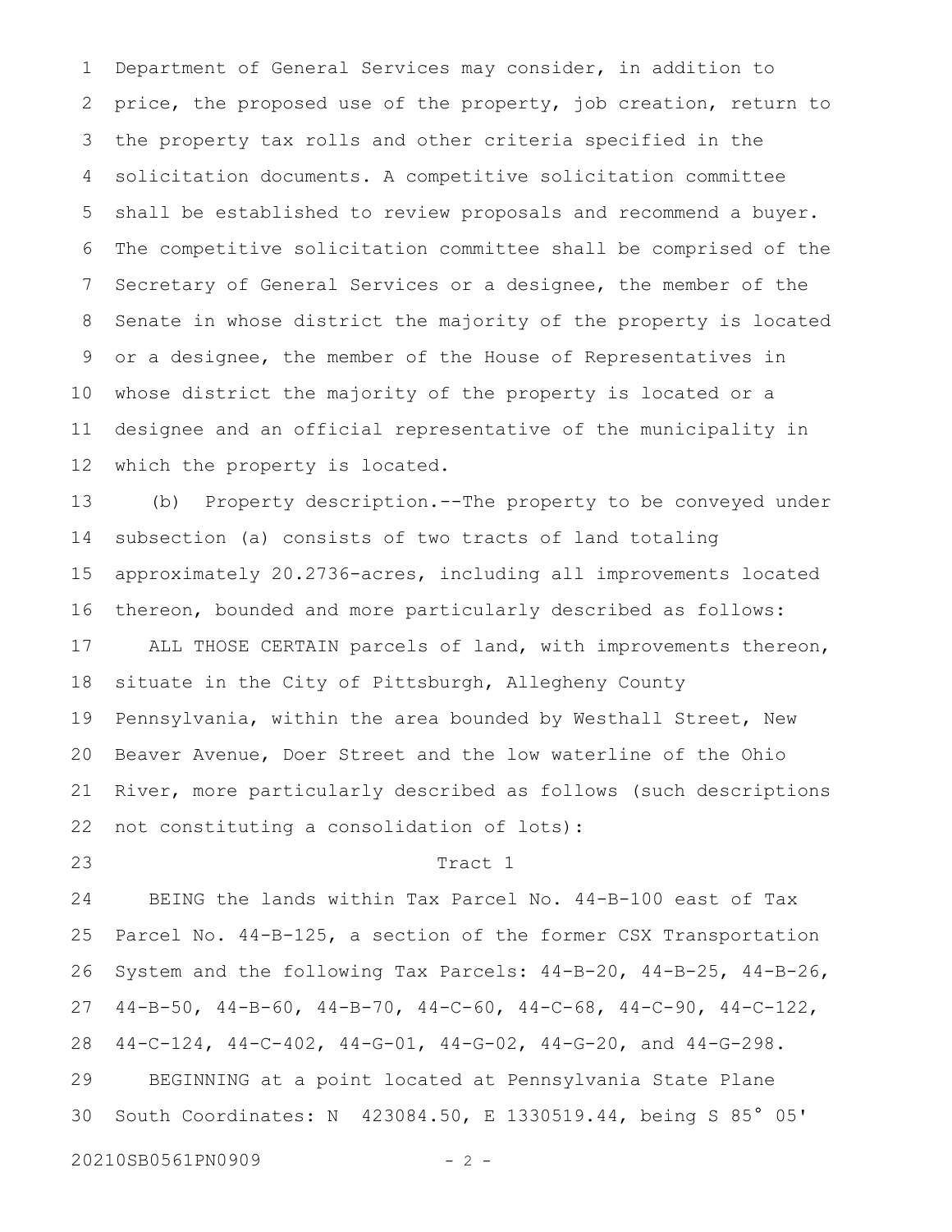Department of General Services may consider, in addition to price, the proposed use of the property, job creation, return to the property tax rolls and other criteria specified in the solicitation documents. A competitive solicitation committee shall be established to review proposals and recommend a buyer. The competitive solicitation committee shall be comprised of the Secretary of General Services or a designee, the member of the Senate in whose district the majority of the property is located or a designee, the member of the House of Representatives in whose district the majority of the property is located or a designee and an official representative of the municipality in which the property is located.

(b) Property description.--The property to be conveyed under subsection (a) consists of two tracts of land totaling approximately 20.2736-acres, including all improvements located thereon, bounded and more particularly described as follows:

ALL THOSE CERTAIN parcels of land, with improvements thereon, situate in the City of Pittsburgh, Allegheny County Pennsylvania, within the area bounded by Westhall Street, New Beaver Avenue, Doer Street and the low waterline of the Ohio River, more particularly described as follows (such descriptions not constituting a consolidation of lots):

Tract 1

BEING the lands within Tax Parcel No. 44-B-100 east of Tax Parcel No. 44-B-125, a section of the former CSX Transportation System and the following Tax Parcels: 44-B-20, 44-B-25, 44-B-26, 44-B-50, 44-B-60, 44-B-70, 44-C-60, 44-C-68, 44-C-90, 44-C-122, 44-C-124, 44-C-402, 44-G-01, 44-G-02, 44-G-20, and 44-G-298.

BEGINNING at a point located at Pennsylvania State Plane South Coordinates: N 423084.50, E 1330519.44, being S 85° 05'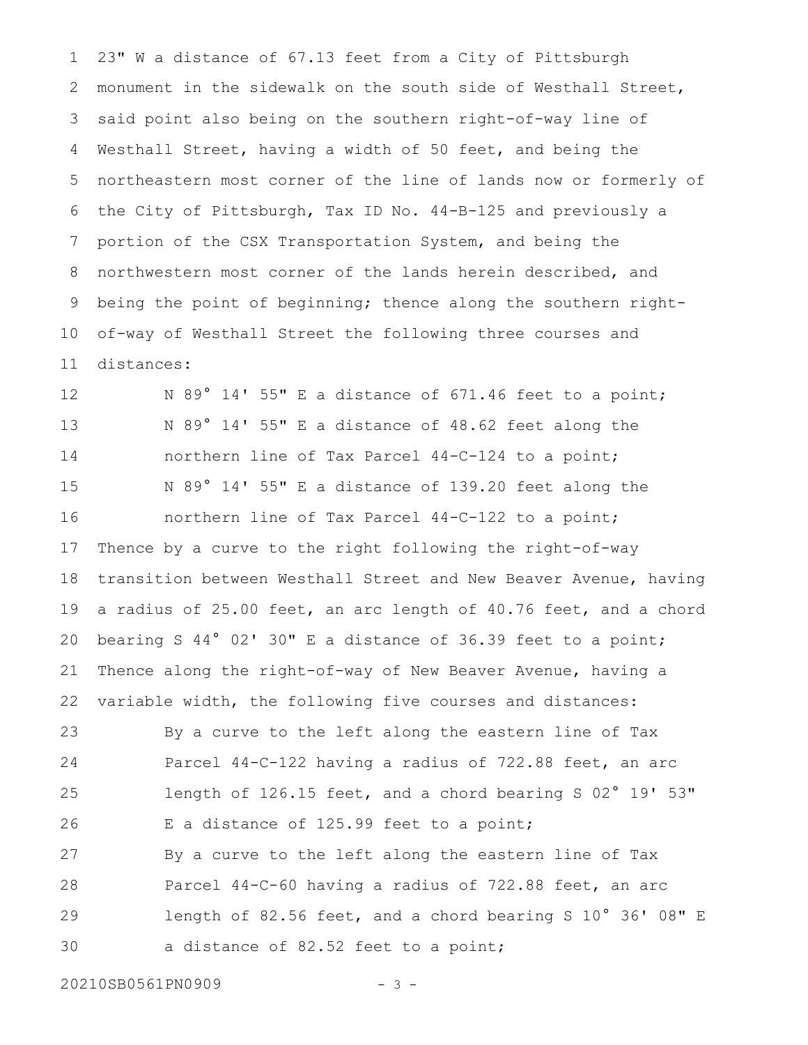23" W a distance of 67.13 feet from a City of Pittsburgh monument in the sidewalk on the south side of Westhall Street, said point also being on the southern right-of-way line of Westhall Street, having a width of 50 feet, and being the northeastern most corner of the line of lands now or formerly of the City of Pittsburgh, Tax ID No. 44-B-125 and previously a portion of the CSX Transportation System, and being the northwestern most corner of the lands herein described, and being the point of beginning; thence along the southern right-of-way of Westhall Street the following three courses and distances:

N 89° 14' 55" E a distance of 671.46 feet to a point;

N 89° 14' 55" E a distance of 48.62 feet along the northern line of Tax Parcel 44-C-124 to a point;

N 89° 14' 55" E a distance of 139.20 feet along the northern line of Tax Parcel 44-C-122 to a point;

Thence by a curve to the right following the right-of-way transition between Westhall Street and New Beaver Avenue, having a radius of 25.00 feet, an arc length of 40.76 feet, and a chord bearing S 44° 02' 30" E a distance of 36.39 feet to a point;

Thence along the right-of-way of New Beaver Avenue, having a variable width, the following five courses and distances:

By a curve to the left along the eastern line of Tax Parcel 44-C-122 having a radius of 722.88 feet, an arc length of 126.15 feet, and a chord bearing S 02° 19' 53" E a distance of 125.99 feet to a point;

By a curve to the left along the eastern line of Tax Parcel 44-C-60 having a radius of 722.88 feet, an arc length of 82.56 feet, and a chord bearing S 10° 36' 08" E a distance of 82.52 feet to a point;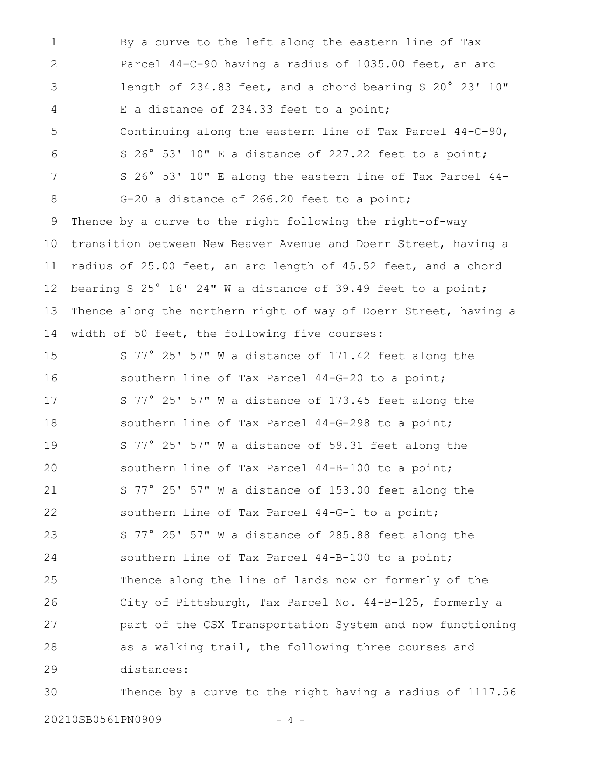By a curve to the left along the eastern line of Tax Parcel 44-C-90 having a radius of 1035.00 feet, an arc length of 234.83 feet, and a chord bearing S 20° 23' 10" E a distance of 234.33 feet to a point;

Continuing along the eastern line of Tax Parcel 44-C-90, S 26° 53' 10" E a distance of 227.22 feet to a point;

S 26° 53' 10" E along the eastern line of Tax Parcel 44-G-20 a distance of 266.20 feet to a point;

Thence by a curve to the right following the right-of-way transition between New Beaver Avenue and Doerr Street, having a radius of 25.00 feet, an arc length of 45.52 feet, and a chord bearing S 25° 16' 24" W a distance of 39.49 feet to a point;

Thence along the northern right of way of Doerr Street, having a width of 50 feet, the following five courses:

S 77° 25' 57" W a distance of 171.42 feet along the southern line of Tax Parcel 44-G-20 to a point;

S 77° 25' 57" W a distance of 173.45 feet along the southern line of Tax Parcel 44-G-298 to a point;

S 77° 25' 57" W a distance of 59.31 feet along the southern line of Tax Parcel 44-B-100 to a point;

S 77° 25' 57" W a distance of 153.00 feet along the southern line of Tax Parcel 44-G-1 to a point;

S 77° 25' 57" W a distance of 285.88 feet along the southern line of Tax Parcel 44-B-100 to a point;

Thence along the line of lands now or formerly of the City of Pittsburgh, Tax Parcel No. 44-B-125, formerly a part of the CSX Transportation System and now functioning as a walking trail, the following three courses and distances:

Thence by a curve to the right having a radius of 1117.56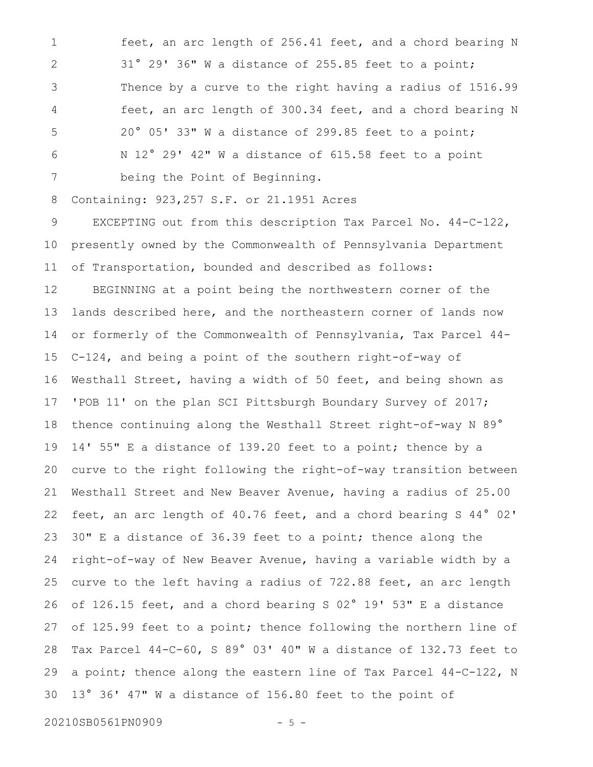feet, an arc length of 256.41 feet, and a chord bearing N 31° 29' 36" W a distance of 255.85 feet to a point;

Thence by a curve to the right having a radius of 1516.99 feet, an arc length of 300.34 feet, and a chord bearing N 20° 05' 33" W a distance of 299.85 feet to a point;

N 12° 29' 42" W a distance of 615.58 feet to a point being the Point of Beginning.

Containing: 923,257 S.F. or 21.1951 Acres

EXCEPTING out from this description Tax Parcel No. 44-C-122, presently owned by the Commonwealth of Pennsylvania Department of Transportation, bounded and described as follows:

BEGINNING at a point being the northwestern corner of the lands described here, and the northeastern corner of lands now or formerly of the Commonwealth of Pennsylvania, Tax Parcel 44-C-124, and being a point of the southern right-of-way of Westhall Street, having a width of 50 feet, and being shown as 'POB 11' on the plan SCI Pittsburgh Boundary Survey of 2017; thence continuing along the Westhall Street right-of-way N 89° 14' 55" E a distance of 139.20 feet to a point; thence by a curve to the right following the right-of-way transition between Westhall Street and New Beaver Avenue, having a radius of 25.00 feet, an arc length of 40.76 feet, and a chord bearing S 44° 02' 30" E a distance of 36.39 feet to a point; thence along the right-of-way of New Beaver Avenue, having a variable width by a curve to the left having a radius of 722.88 feet, an arc length of 126.15 feet, and a chord bearing S 02° 19' 53" E a distance of 125.99 feet to a point; thence following the northern line of Tax Parcel 44-C-60, S 89° 03' 40" W a distance of 132.73 feet to a point; thence along the eastern line of Tax Parcel 44-C-122, N 13° 36' 47" W a distance of 156.80 feet to the point of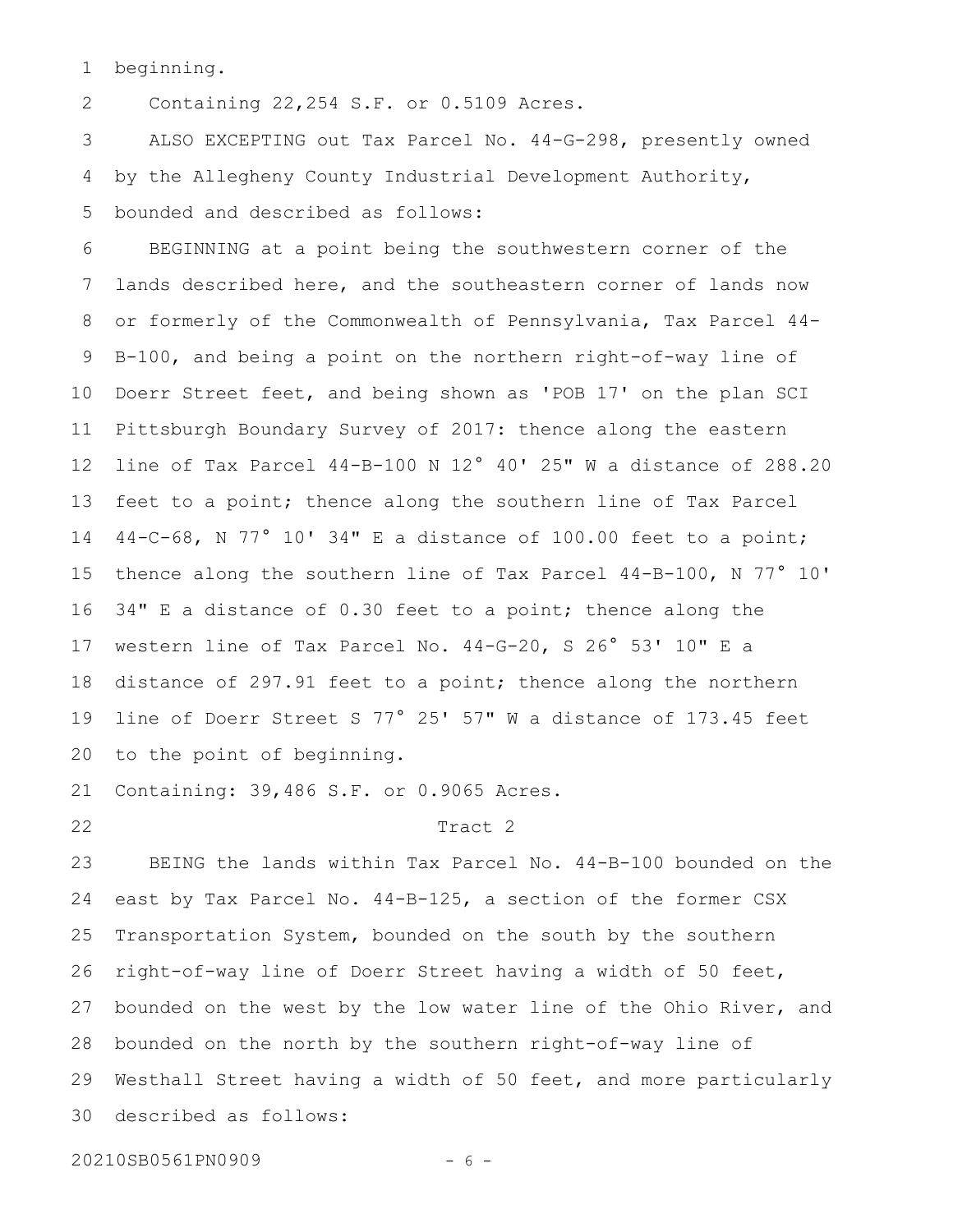beginning.

Containing 22,254 S.F. or 0.5109 Acres.

ALSO EXCEPTING out Tax Parcel No. 44-G-298, presently owned by the Allegheny County Industrial Development Authority, bounded and described as follows:

BEGINNING at a point being the southwestern corner of the lands described here, and the southeastern corner of lands now or formerly of the Commonwealth of Pennsylvania, Tax Parcel 44-B-100, and being a point on the northern right-of-way line of Doerr Street feet, and being shown as 'POB 17' on the plan SCI Pittsburgh Boundary Survey of 2017: thence along the eastern line of Tax Parcel 44-B-100 N 12° 40' 25" W a distance of 288.20 feet to a point; thence along the southern line of Tax Parcel 44-C-68, N 77° 10' 34" E a distance of 100.00 feet to a point; thence along the southern line of Tax Parcel 44-B-100, N 77° 10' 34" E a distance of 0.30 feet to a point; thence along the western line of Tax Parcel No. 44-G-20, S 26° 53' 10" E a distance of 297.91 feet to a point; thence along the northern line of Doerr Street S 77° 25' 57" W a distance of 173.45 feet to the point of beginning.

Containing: 39,486 S.F. or 0.9065 Acres.

Tract 2

BEING the lands within Tax Parcel No. 44-B-100 bounded on the east by Tax Parcel No. 44-B-125, a section of the former CSX Transportation System, bounded on the south by the southern right-of-way line of Doerr Street having a width of 50 feet, bounded on the west by the low water line of the Ohio River, and bounded on the north by the southern right-of-way line of Westhall Street having a width of 50 feet, and more particularly described as follows: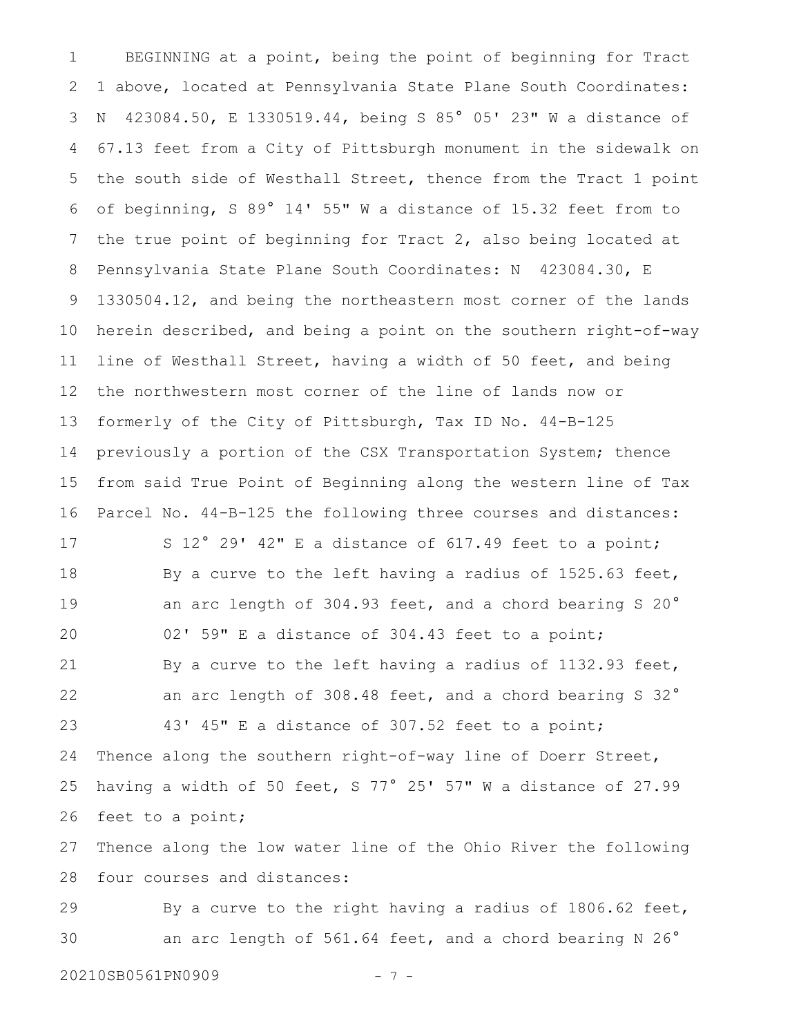BEGINNING at a point, being the point of beginning for Tract 1 above, located at Pennsylvania State Plane South Coordinates: N 423084.50, E 1330519.44, being S 85° 05' 23" W a distance of 67.13 feet from a City of Pittsburgh monument in the sidewalk on the south side of Westhall Street, thence from the Tract 1 point of beginning, S 89° 14' 55" W a distance of 15.32 feet from to the true point of beginning for Tract 2, also being located at Pennsylvania State Plane South Coordinates: N 423084.30, E 1330504.12, and being the northeastern most corner of the lands herein described, and being a point on the southern right-of-way line of Westhall Street, having a width of 50 feet, and being the northwestern most corner of the line of lands now or formerly of the City of Pittsburgh, Tax ID No. 44-B-125 previously a portion of the CSX Transportation System; thence from said True Point of Beginning along the western line of Tax Parcel No. 44-B-125 the following three courses and distances:

S 12° 29' 42" E a distance of 617.49 feet to a point;

By a curve to the left having a radius of 1525.63 feet, an arc length of 304.93 feet, and a chord bearing S 20° 02' 59" E a distance of 304.43 feet to a point;

By a curve to the left having a radius of 1132.93 feet, an arc length of 308.48 feet, and a chord bearing S 32° 43' 45" E a distance of 307.52 feet to a point;

Thence along the southern right-of-way line of Doerr Street, having a width of 50 feet, S 77° 25' 57" W a distance of 27.99 feet to a point;

Thence along the low water line of the Ohio River the following four courses and distances:

By a curve to the right having a radius of 1806.62 feet, an arc length of 561.64 feet, and a chord bearing N 26°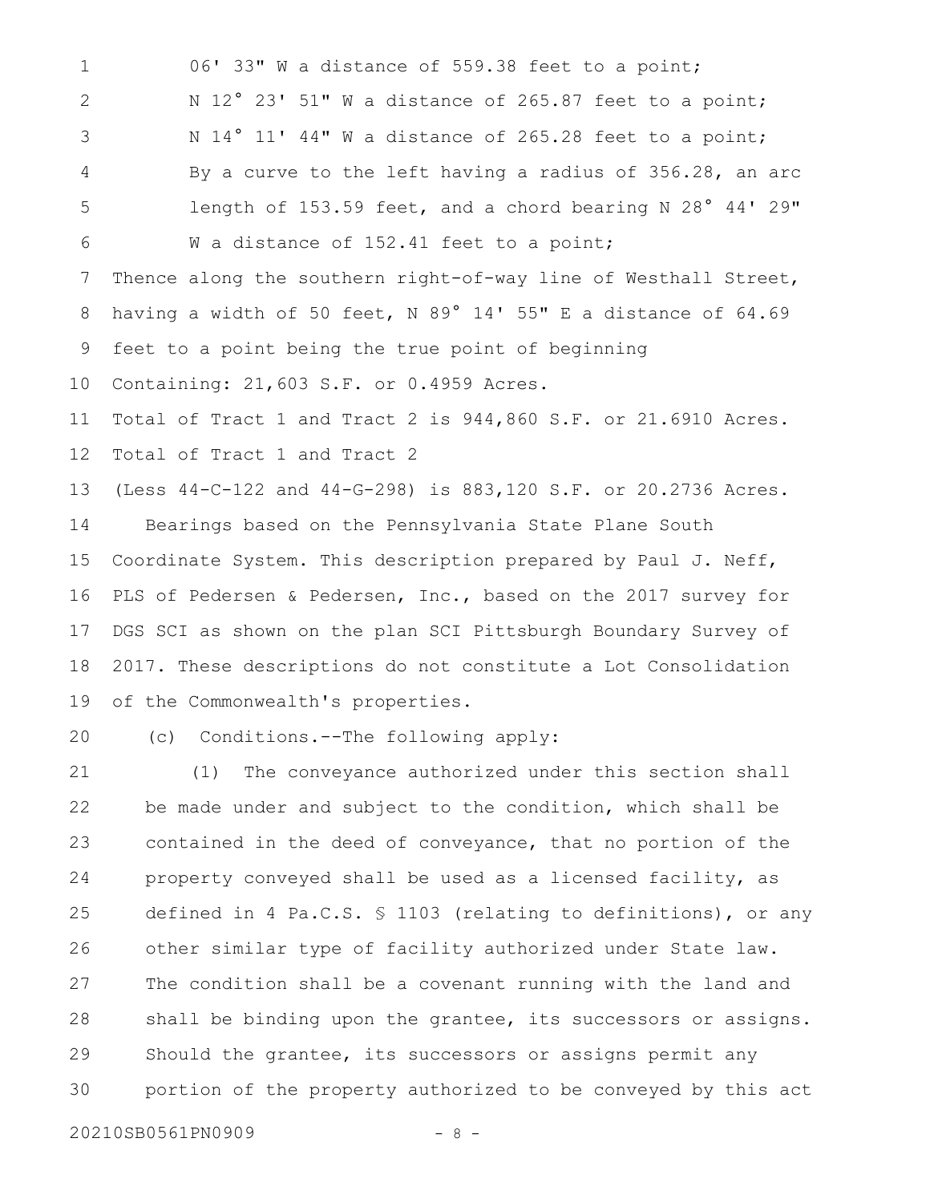06' 33" W a distance of 559.38 feet to a point;

N 12° 23' 51" W a distance of 265.87 feet to a point;

N 14° 11' 44" W a distance of 265.28 feet to a point;

By a curve to the left having a radius of 356.28, an arc length of 153.59 feet, and a chord bearing N 28° 44' 29" W a distance of 152.41 feet to a point;

Thence along the southern right-of-way line of Westhall Street, having a width of 50 feet, N 89° 14' 55" E a distance of 64.69 feet to a point being the true point of beginning

Containing: 21,603 S.F. or 0.4959 Acres.

Total of Tract 1 and Tract 2 is 944,860 S.F. or 21.6910 Acres.

Total of Tract 1 and Tract 2

(Less 44-C-122 and 44-G-298) is 883,120 S.F. or 20.2736 Acres.

Bearings based on the Pennsylvania State Plane South Coordinate System. This description prepared by Paul J. Neff, PLS of Pedersen & Pedersen, Inc., based on the 2017 survey for DGS SCI as shown on the plan SCI Pittsburgh Boundary Survey of 2017. These descriptions do not constitute a Lot Consolidation of the Commonwealth's properties.

(c) Conditions.--The following apply:

(1) The conveyance authorized under this section shall be made under and subject to the condition, which shall be contained in the deed of conveyance, that no portion of the property conveyed shall be used as a licensed facility, as defined in 4 Pa.C.S. § 1103 (relating to definitions), or any other similar type of facility authorized under State law. The condition shall be a covenant running with the land and shall be binding upon the grantee, its successors or assigns. Should the grantee, its successors or assigns permit any portion of the property authorized to be conveyed by this act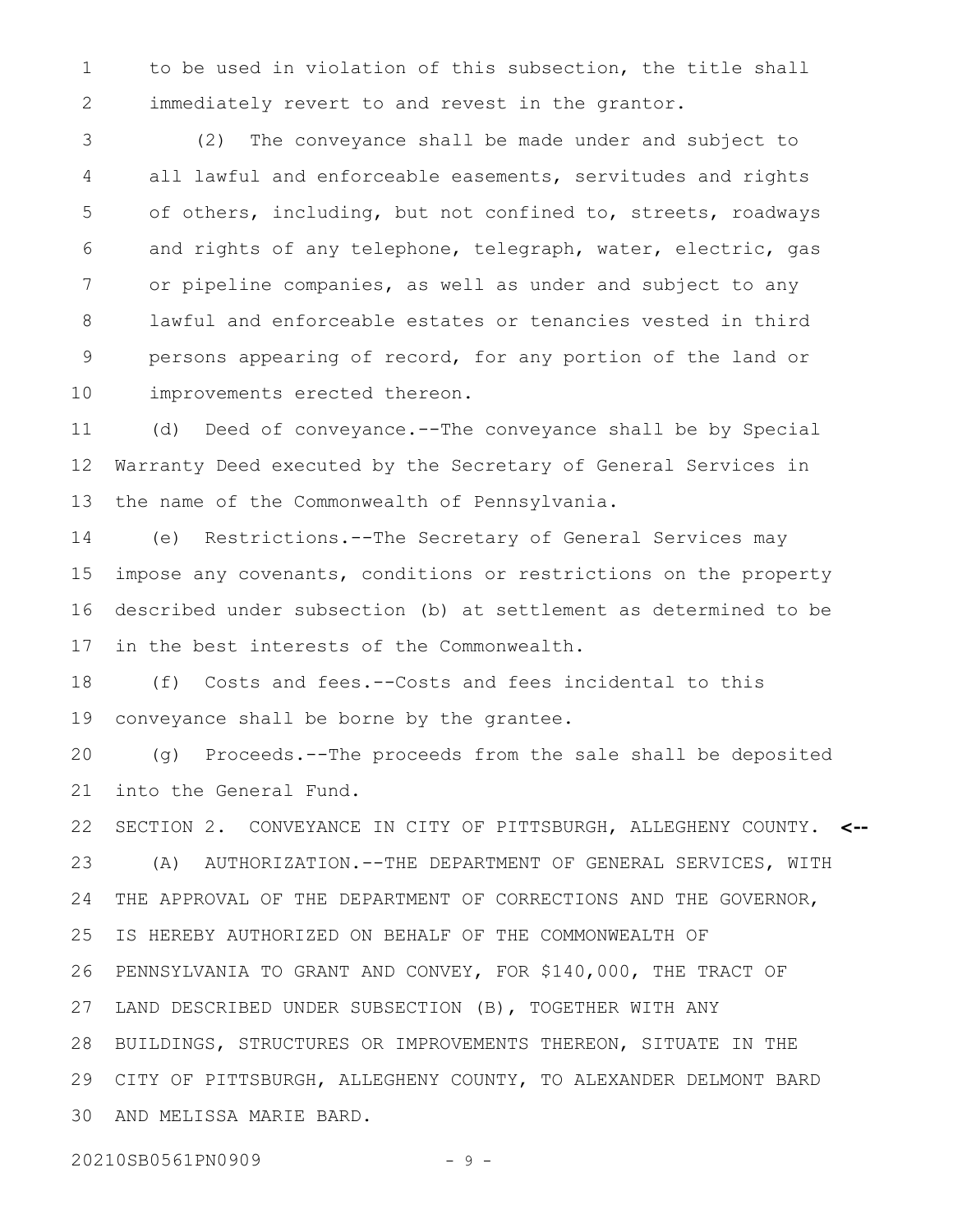to be used in violation of this subsection, the title shall immediately revert to and revest in the grantor.

(2) The conveyance shall be made under and subject to all lawful and enforceable easements, servitudes and rights of others, including, but not confined to, streets, roadways and rights of any telephone, telegraph, water, electric, gas or pipeline companies, as well as under and subject to any lawful and enforceable estates or tenancies vested in third persons appearing of record, for any portion of the land or improvements erected thereon.

(d) Deed of conveyance.--The conveyance shall be by Special Warranty Deed executed by the Secretary of General Services in the name of the Commonwealth of Pennsylvania.

(e) Restrictions.--The Secretary of General Services may impose any covenants, conditions or restrictions on the property described under subsection (b) at settlement as determined to be in the best interests of the Commonwealth.

(f) Costs and fees.--Costs and fees incidental to this conveyance shall be borne by the grantee.

(g) Proceeds.--The proceeds from the sale shall be deposited into the General Fund.

SECTION 2. CONVEYANCE IN CITY OF PITTSBURGH, ALLEGHENY COUNTY. <--

(A) AUTHORIZATION.--THE DEPARTMENT OF GENERAL SERVICES, WITH THE APPROVAL OF THE DEPARTMENT OF CORRECTIONS AND THE GOVERNOR, IS HEREBY AUTHORIZED ON BEHALF OF THE COMMONWEALTH OF PENNSYLVANIA TO GRANT AND CONVEY, FOR $140,000, THE TRACT OF LAND DESCRIBED UNDER SUBSECTION (B), TOGETHER WITH ANY BUILDINGS, STRUCTURES OR IMPROVEMENTS THEREON, SITUATE IN THE CITY OF PITTSBURGH, ALLEGHENY COUNTY, TO ALEXANDER DELMONT BARD AND MELISSA MARIE BARD.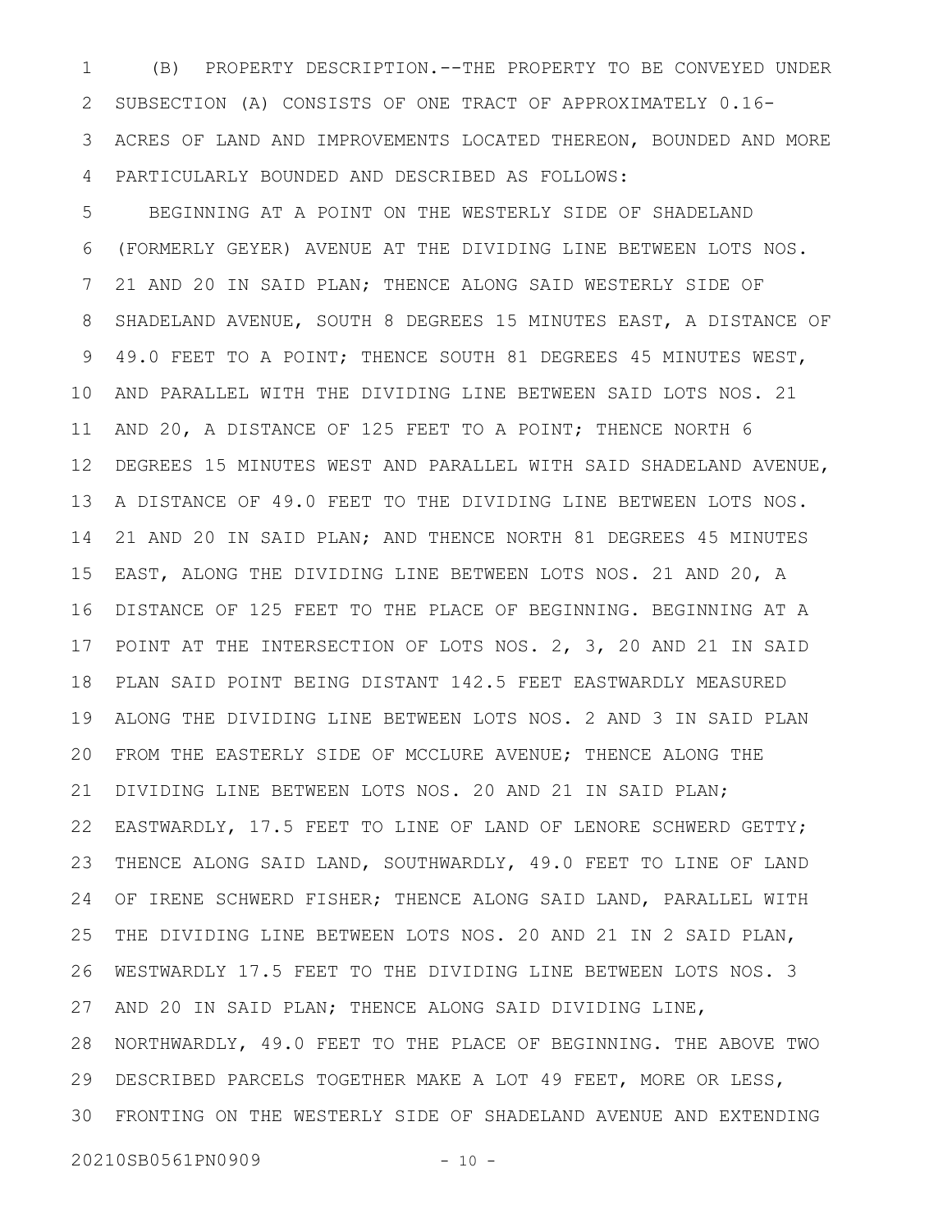(B) PROPERTY DESCRIPTION.--THE PROPERTY TO BE CONVEYED UNDER SUBSECTION (A) CONSISTS OF ONE TRACT OF APPROXIMATELY 0.16-ACRES OF LAND AND IMPROVEMENTS LOCATED THEREON, BOUNDED AND MORE PARTICULARLY BOUNDED AND DESCRIBED AS FOLLOWS:

BEGINNING AT A POINT ON THE WESTERLY SIDE OF SHADELAND (FORMERLY GEYER) AVENUE AT THE DIVIDING LINE BETWEEN LOTS NOS. 21 AND 20 IN SAID PLAN; THENCE ALONG SAID WESTERLY SIDE OF SHADELAND AVENUE, SOUTH 8 DEGREES 15 MINUTES EAST, A DISTANCE OF 49.0 FEET TO A POINT; THENCE SOUTH 81 DEGREES 45 MINUTES WEST, AND PARALLEL WITH THE DIVIDING LINE BETWEEN SAID LOTS NOS. 21 AND 20, A DISTANCE OF 125 FEET TO A POINT; THENCE NORTH 6 DEGREES 15 MINUTES WEST AND PARALLEL WITH SAID SHADELAND AVENUE, A DISTANCE OF 49.0 FEET TO THE DIVIDING LINE BETWEEN LOTS NOS. 21 AND 20 IN SAID PLAN; AND THENCE NORTH 81 DEGREES 45 MINUTES EAST, ALONG THE DIVIDING LINE BETWEEN LOTS NOS. 21 AND 20, A DISTANCE OF 125 FEET TO THE PLACE OF BEGINNING. BEGINNING AT A POINT AT THE INTERSECTION OF LOTS NOS. 2, 3, 20 AND 21 IN SAID PLAN SAID POINT BEING DISTANT 142.5 FEET EASTWARDLY MEASURED ALONG THE DIVIDING LINE BETWEEN LOTS NOS. 2 AND 3 IN SAID PLAN FROM THE EASTERLY SIDE OF MCCLURE AVENUE; THENCE ALONG THE DIVIDING LINE BETWEEN LOTS NOS. 20 AND 21 IN SAID PLAN; EASTWARDLY, 17.5 FEET TO LINE OF LAND OF LENORE SCHWERD GETTY; THENCE ALONG SAID LAND, SOUTHWARDLY, 49.0 FEET TO LINE OF LAND OF IRENE SCHWERD FISHER; THENCE ALONG SAID LAND, PARALLEL WITH THE DIVIDING LINE BETWEEN LOTS NOS. 20 AND 21 IN 2 SAID PLAN, WESTWARDLY 17.5 FEET TO THE DIVIDING LINE BETWEEN LOTS NOS. 3 AND 20 IN SAID PLAN; THENCE ALONG SAID DIVIDING LINE, NORTHWARDLY, 49.0 FEET TO THE PLACE OF BEGINNING. THE ABOVE TWO DESCRIBED PARCELS TOGETHER MAKE A LOT 49 FEET, MORE OR LESS, FRONTING ON THE WESTERLY SIDE OF SHADELAND AVENUE AND EXTENDING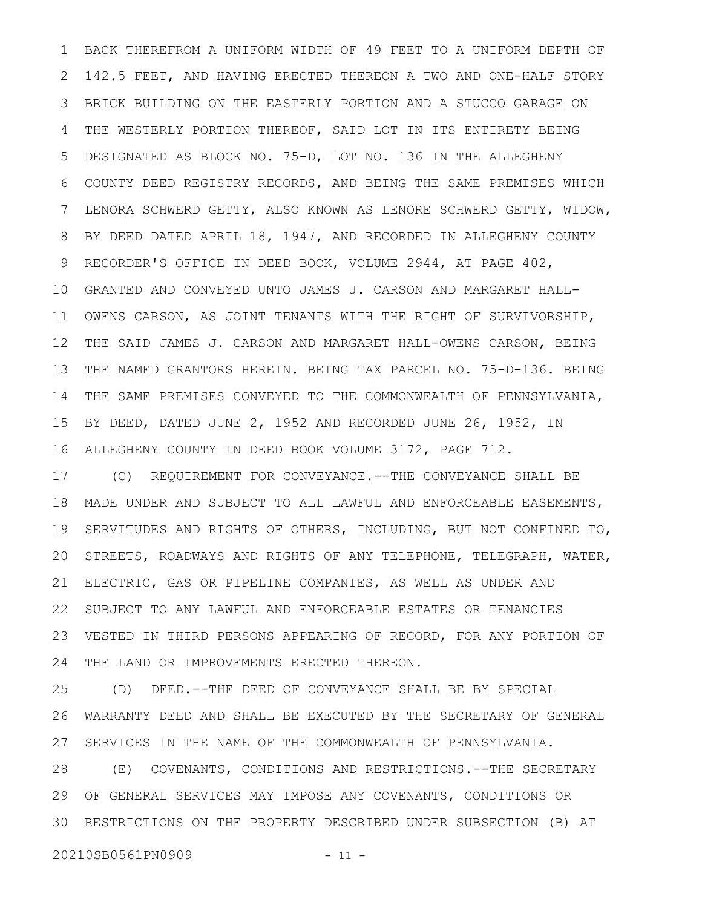BACK THEREFROM A UNIFORM WIDTH OF 49 FEET TO A UNIFORM DEPTH OF 142.5 FEET, AND HAVING ERECTED THEREON A TWO AND ONE-HALF STORY BRICK BUILDING ON THE EASTERLY PORTION AND A STUCCO GARAGE ON THE WESTERLY PORTION THEREOF, SAID LOT IN ITS ENTIRETY BEING DESIGNATED AS BLOCK NO. 75-D, LOT NO. 136 IN THE ALLEGHENY COUNTY DEED REGISTRY RECORDS, AND BEING THE SAME PREMISES WHICH LENORA SCHWERD GETTY, ALSO KNOWN AS LENORE SCHWERD GETTY, WIDOW, BY DEED DATED APRIL 18, 1947, AND RECORDED IN ALLEGHENY COUNTY RECORDER'S OFFICE IN DEED BOOK, VOLUME 2944, AT PAGE 402, GRANTED AND CONVEYED UNTO JAMES J. CARSON AND MARGARET HALL-OWENS CARSON, AS JOINT TENANTS WITH THE RIGHT OF SURVIVORSHIP, THE SAID JAMES J. CARSON AND MARGARET HALL-OWENS CARSON, BEING THE NAMED GRANTORS HEREIN. BEING TAX PARCEL NO. 75-D-136. BEING THE SAME PREMISES CONVEYED TO THE COMMONWEALTH OF PENNSYLVANIA, BY DEED, DATED JUNE 2, 1952 AND RECORDED JUNE 26, 1952, IN ALLEGHENY COUNTY IN DEED BOOK VOLUME 3172, PAGE 712.

(C) REQUIREMENT FOR CONVEYANCE.--THE CONVEYANCE SHALL BE MADE UNDER AND SUBJECT TO ALL LAWFUL AND ENFORCEABLE EASEMENTS, SERVITUDES AND RIGHTS OF OTHERS, INCLUDING, BUT NOT CONFINED TO, STREETS, ROADWAYS AND RIGHTS OF ANY TELEPHONE, TELEGRAPH, WATER, ELECTRIC, GAS OR PIPELINE COMPANIES, AS WELL AS UNDER AND SUBJECT TO ANY LAWFUL AND ENFORCEABLE ESTATES OR TENANCIES VESTED IN THIRD PERSONS APPEARING OF RECORD, FOR ANY PORTION OF THE LAND OR IMPROVEMENTS ERECTED THEREON.

(D) DEED.--THE DEED OF CONVEYANCE SHALL BE BY SPECIAL WARRANTY DEED AND SHALL BE EXECUTED BY THE SECRETARY OF GENERAL SERVICES IN THE NAME OF THE COMMONWEALTH OF PENNSYLVANIA.

(E) COVENANTS, CONDITIONS AND RESTRICTIONS.--THE SECRETARY OF GENERAL SERVICES MAY IMPOSE ANY COVENANTS, CONDITIONS OR RESTRICTIONS ON THE PROPERTY DESCRIBED UNDER SUBSECTION (B) AT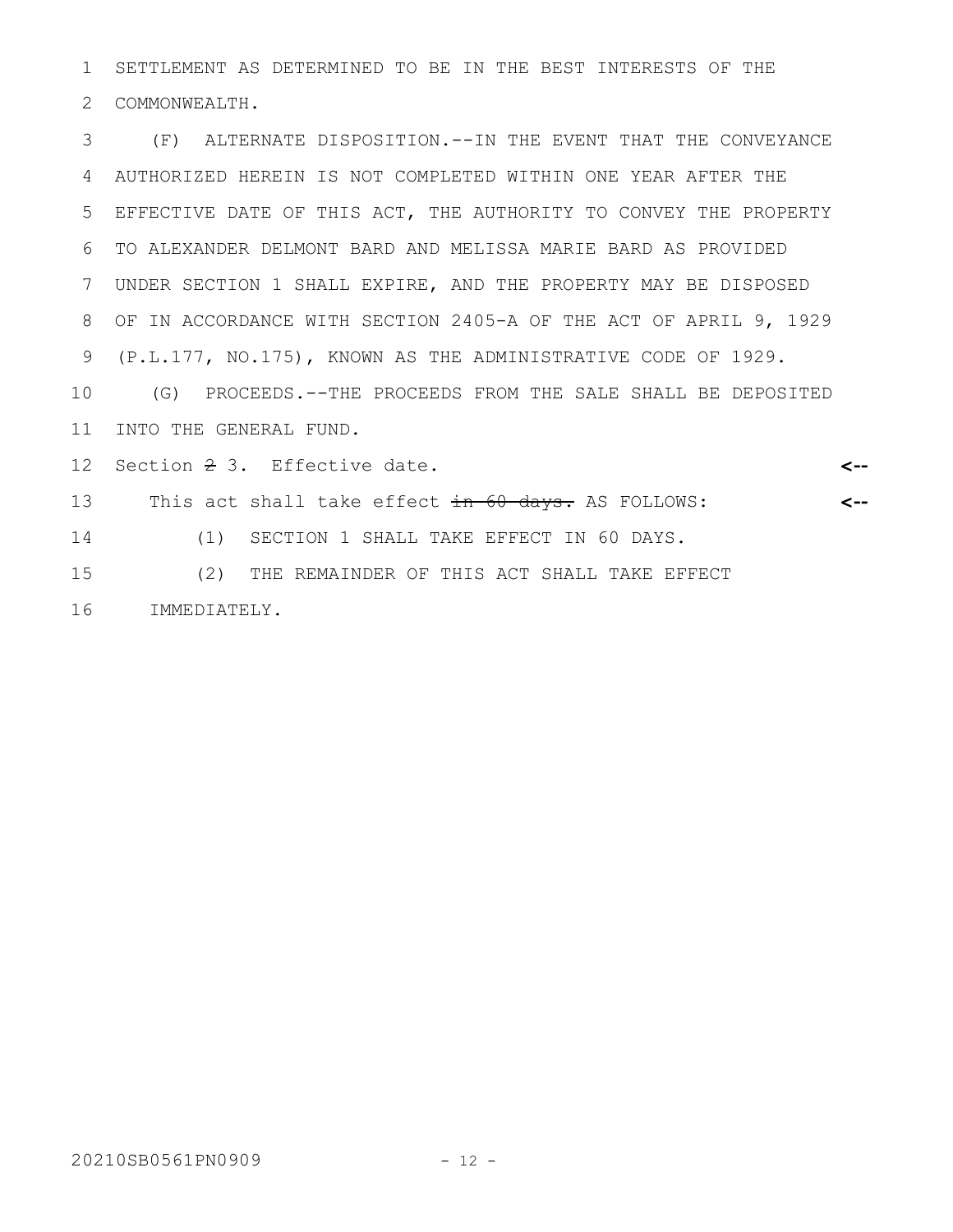SETTLEMENT AS DETERMINED TO BE IN THE BEST INTERESTS OF THE COMMONWEALTH.

(F) ALTERNATE DISPOSITION.--IN THE EVENT THAT THE CONVEYANCE AUTHORIZED HEREIN IS NOT COMPLETED WITHIN ONE YEAR AFTER THE EFFECTIVE DATE OF THIS ACT, THE AUTHORITY TO CONVEY THE PROPERTY TO ALEXANDER DELMONT BARD AND MELISSA MARIE BARD AS PROVIDED UNDER SECTION 1 SHALL EXPIRE, AND THE PROPERTY MAY BE DISPOSED OF IN ACCORDANCE WITH SECTION 2405-A OF THE ACT OF APRIL 9, 1929 (P.L.177, NO.175), KNOWN AS THE ADMINISTRATIVE CODE OF 1929.

(G) PROCEEDS.--THE PROCEEDS FROM THE SALE SHALL BE DEPOSITED INTO THE GENERAL FUND.

Section ~~2~~ 3. Effective date.

This act shall take effect ~~in 60 days.~~ AS FOLLOWS:

(1) SECTION 1 SHALL TAKE EFFECT IN 60 DAYS.

(2) THE REMAINDER OF THIS ACT SHALL TAKE EFFECT IMMEDIATELY.